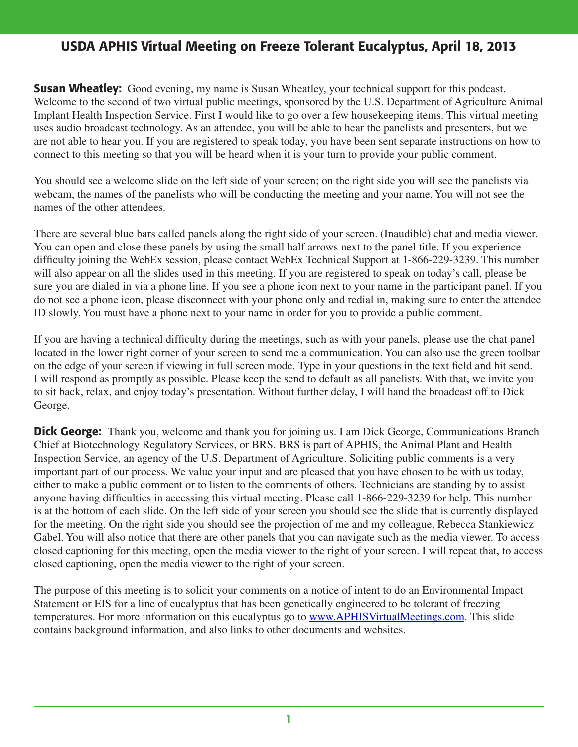# USDA APHIS Virtual Meeting on Freeze Tolerant Eucalyptus, April 18, 2013

**Susan Wheatley:** Good evening, my name is Susan Wheatley, your technical support for this podcast. Welcome to the second of two virtual public meetings, sponsored by the U.S. Department of Agriculture Animal Implant Health Inspection Service. First I would like to go over a few housekeeping items. This virtual meeting uses audio broadcast technology. As an attendee, you will be able to hear the panelists and presenters, but we are not able to hear you. If you are registered to speak today, you have been sent separate instructions on how to connect to this meeting so that you will be heard when it is your turn to provide your public comment.

You should see a welcome slide on the left side of your screen; on the right side you will see the panelists via webcam, the names of the panelists who will be conducting the meeting and your name. You will not see the names of the other attendees.

There are several blue bars called panels along the right side of your screen. (Inaudible) chat and media viewer. You can open and close these panels by using the small half arrows next to the panel title. If you experience difficulty joining the WebEx session, please contact WebEx Technical Support at 1-866-229-3239. This number will also appear on all the slides used in this meeting. If you are registered to speak on today's call, please be sure you are dialed in via a phone line. If you see a phone icon next to your name in the participant panel. If you do not see a phone icon, please disconnect with your phone only and redial in, making sure to enter the attendee ID slowly. You must have a phone next to your name in order for you to provide a public comment.

If you are having a technical difficulty during the meetings, such as with your panels, please use the chat panel located in the lower right corner of your screen to send me a communication. You can also use the green toolbar on the edge of your screen if viewing in full screen mode. Type in your questions in the text field and hit send. I will respond as promptly as possible. Please keep the send to default as all panelists. With that, we invite you to sit back, relax, and enjoy today's presentation. Without further delay, I will hand the broadcast off to Dick George.

**Dick George:** Thank you, welcome and thank you for joining us. I am Dick George, Communications Branch Chief at Biotechnology Regulatory Services, or BRS. BRS is part of APHIS, the Animal Plant and Health Inspection Service, an agency of the U.S. Department of Agriculture. Soliciting public comments is a very important part of our process. We value your input and are pleased that you have chosen to be with us today, either to make a public comment or to listen to the comments of others. Technicians are standing by to assist anyone having difficulties in accessing this virtual meeting. Please call 1-866-229-3239 for help. This number is at the bottom of each slide. On the left side of your screen you should see the slide that is currently displayed for the meeting. On the right side you should see the projection of me and my colleague, Rebecca Stankiewicz Gabel. You will also notice that there are other panels that you can navigate such as the media viewer. To access closed captioning for this meeting, open the media viewer to the right of your screen. I will repeat that, to access closed captioning, open the media viewer to the right of your screen.

The purpose of this meeting is to solicit your comments on a notice of intent to do an Environmental Impact Statement or EIS for a line of eucalyptus that has been genetically engineered to be tolerant of freezing temperatures. For more information on this eucalyptus go to [www.APHISVirtualMeetings.com](http://www.APHISVirtualMeetings.com). This slide contains background information, and also links to other documents and websites.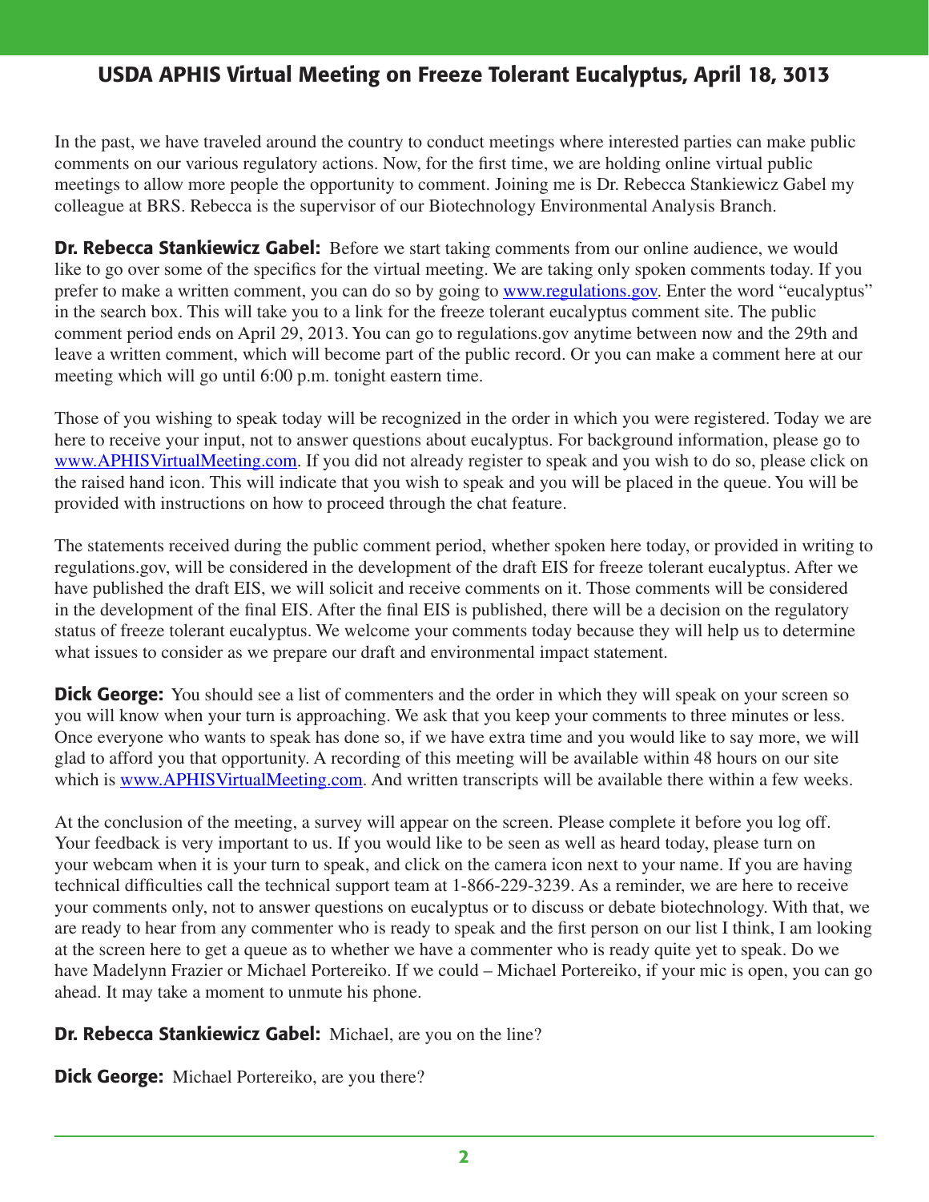In the past, we have traveled around the country to conduct meetings where interested parties can make public comments on our various regulatory actions. Now, for the first time, we are holding online virtual public meetings to allow more people the opportunity to comment. Joining me is Dr. Rebecca Stankiewicz Gabel my colleague at BRS. Rebecca is the supervisor of our Biotechnology Environmental Analysis Branch.

**Dr. Rebecca Stankiewicz Gabel:** Before we start taking comments from our online audience, we would like to go over some of the specifics for the virtual meeting. We are taking only spoken comments today. If you prefer to make a written comment, you can do so by going to www.regulations.gov. Enter the word "eucalyptus" in the search box. This will take you to a link for the freeze tolerant eucalyptus comment site. The public comment period ends on April 29, 2013. You can go to regulations.gov anytime between now and the 29th and leave a written comment, which will become part of the public record. Or you can make a comment here at our meeting which will go until 6:00 p.m. tonight eastern time.

Those of you wishing to speak today will be recognized in the order in which you were registered. Today we are here to receive your input, not to answer questions about eucalyptus. For background information, please go to www.APHISVirtualMeeting.com. If you did not already register to speak and you wish to do so, please click on the raised hand icon. This will indicate that you wish to speak and you will be placed in the queue. You will be provided with instructions on how to proceed through the chat feature.

The statements received during the public comment period, whether spoken here today, or provided in writing to regulations.gov, will be considered in the development of the draft EIS for freeze tolerant eucalyptus. After we have published the draft EIS, we will solicit and receive comments on it. Those comments will be considered in the development of the final EIS. After the final EIS is published, there will be a decision on the regulatory status of freeze tolerant eucalyptus. We welcome your comments today because they will help us to determine what issues to consider as we prepare our draft and environmental impact statement.

**Dick George:** You should see a list of commenters and the order in which they will speak on your screen so you will know when your turn is approaching. We ask that you keep your comments to three minutes or less. Once everyone who wants to speak has done so, if we have extra time and you would like to say more, we will glad to afford you that opportunity. A recording of this meeting will be available within 48 hours on our site which is www.APHISVirtualMeeting.com. And written transcripts will be available there within a few weeks.

At the conclusion of the meeting, a survey will appear on the screen. Please complete it before you log off. Your feedback is very important to us. If you would like to be seen as well as heard today, please turn on your webcam when it is your turn to speak, and click on the camera icon next to your name. If you are having technical difficulties call the technical support team at 1-866-229-3239. As a reminder, we are here to receive your comments only, not to answer questions on eucalyptus or to discuss or debate biotechnology. With that, we are ready to hear from any commenter who is ready to speak and the first person on our list I think, I am looking at the screen here to get a queue as to whether we have a commenter who is ready quite yet to speak. Do we have Madelynn Frazier or Michael Portereiko. If we could – Michael Portereiko, if your mic is open, you can go ahead. It may take a moment to unmute his phone.

**Dr. Rebecca Stankiewicz Gabel:** Michael, are you on the line?

**Dick George:** Michael Portereiko, are you there?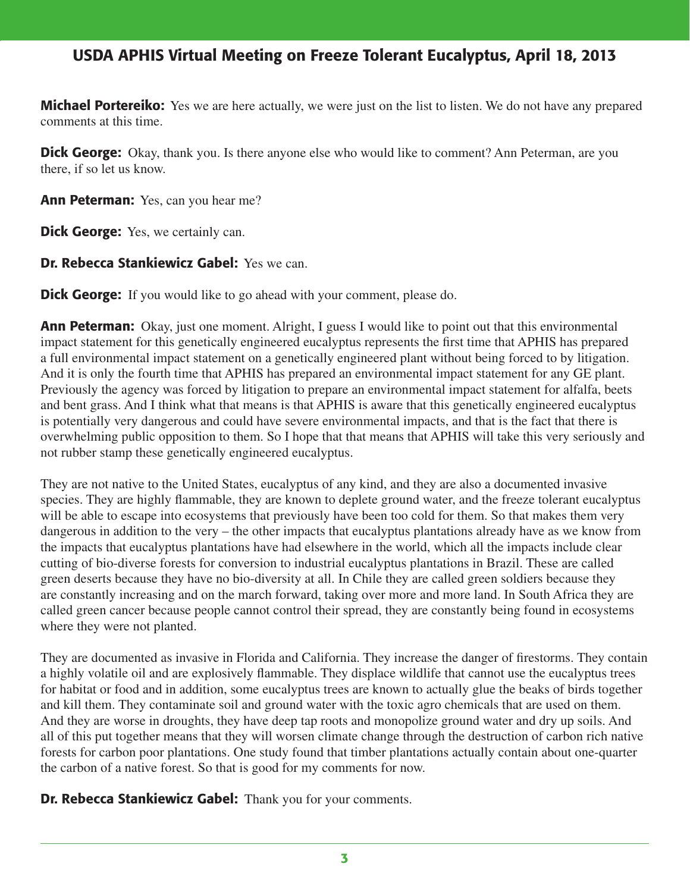**Michael Portereiko:** Yes we are here actually, we were just on the list to listen. We do not have any prepared comments at this time.

**Dick George:** Okay, thank you. Is there anyone else who would like to comment? Ann Peterman, are you there, if so let us know.

**Ann Peterman:** Yes, can you hear me?

**Dick George:** Yes, we certainly can.

**Dr. Rebecca Stankiewicz Gabel:** Yes we can.

**Dick George:** If you would like to go ahead with your comment, please do.

**Ann Peterman:** Okay, just one moment. Alright, I guess I would like to point out that this environmental impact statement for this genetically engineered eucalyptus represents the first time that APHIS has prepared a full environmental impact statement on a genetically engineered plant without being forced to by litigation. And it is only the fourth time that APHIS has prepared an environmental impact statement for any GE plant. Previously the agency was forced by litigation to prepare an environmental impact statement for alfalfa, beets and bent grass. And I think what that means is that APHIS is aware that this genetically engineered eucalyptus is potentially very dangerous and could have severe environmental impacts, and that is the fact that there is overwhelming public opposition to them. So I hope that that means that APHIS will take this very seriously and not rubber stamp these genetically engineered eucalyptus.

They are not native to the United States, eucalyptus of any kind, and they are also a documented invasive species. They are highly flammable, they are known to deplete ground water, and the freeze tolerant eucalyptus will be able to escape into ecosystems that previously have been too cold for them. So that makes them very dangerous in addition to the very – the other impacts that eucalyptus plantations already have as we know from the impacts that eucalyptus plantations have had elsewhere in the world, which all the impacts include clear cutting of bio-diverse forests for conversion to industrial eucalyptus plantations in Brazil. These are called green deserts because they have no bio-diversity at all. In Chile they are called green soldiers because they are constantly increasing and on the march forward, taking over more and more land. In South Africa they are called green cancer because people cannot control their spread, they are constantly being found in ecosystems where they were not planted.

They are documented as invasive in Florida and California. They increase the danger of firestorms. They contain a highly volatile oil and are explosively flammable. They displace wildlife that cannot use the eucalyptus trees for habitat or food and in addition, some eucalyptus trees are known to actually glue the beaks of birds together and kill them. They contaminate soil and ground water with the toxic agro chemicals that are used on them. And they are worse in droughts, they have deep tap roots and monopolize ground water and dry up soils. And all of this put together means that they will worsen climate change through the destruction of carbon rich native forests for carbon poor plantations. One study found that timber plantations actually contain about one-quarter the carbon of a native forest. So that is good for my comments for now.

**Dr. Rebecca Stankiewicz Gabel:** Thank you for your comments.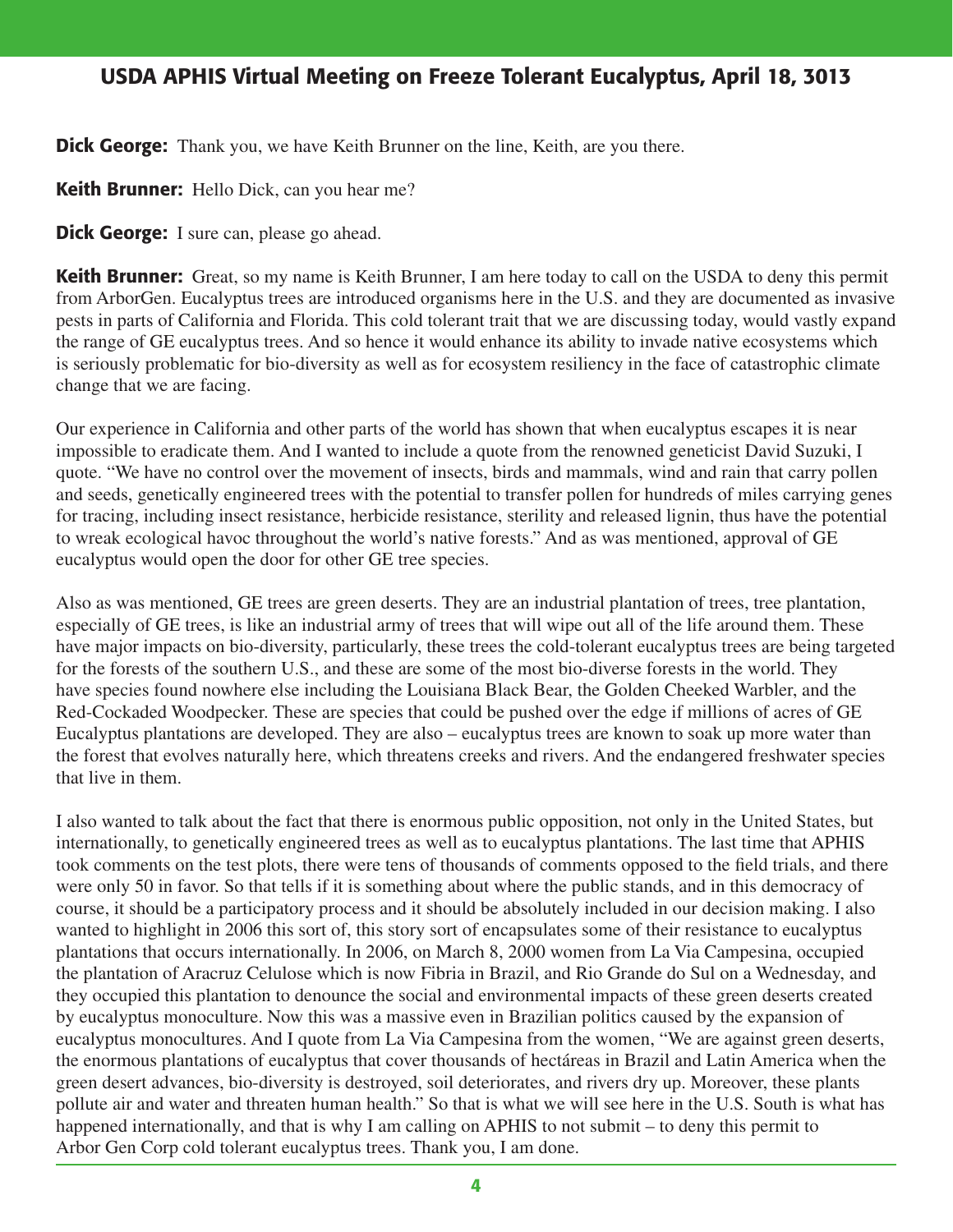## USDA APHIS Virtual Meeting on Freeze Tolerant Eucalyptus, April 18, 3013

**Dick George:** Thank you, we have Keith Brunner on the line, Keith, are you there.

**Keith Brunner:** Hello Dick, can you hear me?

**Dick George:** I sure can, please go ahead.

**Keith Brunner:** Great, so my name is Keith Brunner, I am here today to call on the USDA to deny this permit from ArborGen. Eucalyptus trees are introduced organisms here in the U.S. and they are documented as invasive pests in parts of California and Florida. This cold tolerant trait that we are discussing today, would vastly expand the range of GE eucalyptus trees. And so hence it would enhance its ability to invade native ecosystems which is seriously problematic for bio-diversity as well as for ecosystem resiliency in the face of catastrophic climate change that we are facing.

Our experience in California and other parts of the world has shown that when eucalyptus escapes it is near impossible to eradicate them. And I wanted to include a quote from the renowned geneticist David Suzuki, I quote. "We have no control over the movement of insects, birds and mammals, wind and rain that carry pollen and seeds, genetically engineered trees with the potential to transfer pollen for hundreds of miles carrying genes for tracing, including insect resistance, herbicide resistance, sterility and released lignin, thus have the potential to wreak ecological havoc throughout the world's native forests." And as was mentioned, approval of GE eucalyptus would open the door for other GE tree species.

Also as was mentioned, GE trees are green deserts. They are an industrial plantation of trees, tree plantation, especially of GE trees, is like an industrial army of trees that will wipe out all of the life around them. These have major impacts on bio-diversity, particularly, these trees the cold-tolerant eucalyptus trees are being targeted for the forests of the southern U.S., and these are some of the most bio-diverse forests in the world. They have species found nowhere else including the Louisiana Black Bear, the Golden Cheeked Warbler, and the Red-Cockaded Woodpecker. These are species that could be pushed over the edge if millions of acres of GE Eucalyptus plantations are developed. They are also – eucalyptus trees are known to soak up more water than the forest that evolves naturally here, which threatens creeks and rivers. And the endangered freshwater species that live in them.

I also wanted to talk about the fact that there is enormous public opposition, not only in the United States, but internationally, to genetically engineered trees as well as to eucalyptus plantations. The last time that APHIS took comments on the test plots, there were tens of thousands of comments opposed to the field trials, and there were only 50 in favor. So that tells if it is something about where the public stands, and in this democracy of course, it should be a participatory process and it should be absolutely included in our decision making. I also wanted to highlight in 2006 this sort of, this story sort of encapsulates some of their resistance to eucalyptus plantations that occurs internationally. In 2006, on March 8, 2000 women from La Via Campesina, occupied the plantation of Aracruz Celulose which is now Fibria in Brazil, and Rio Grande do Sul on a Wednesday, and they occupied this plantation to denounce the social and environmental impacts of these green deserts created by eucalyptus monoculture. Now this was a massive even in Brazilian politics caused by the expansion of eucalyptus monocultures. And I quote from La Via Campesina from the women, "We are against green deserts, the enormous plantations of eucalyptus that cover thousands of hectáreas in Brazil and Latin America when the green desert advances, bio-diversity is destroyed, soil deteriorates, and rivers dry up. Moreover, these plants pollute air and water and threaten human health." So that is what we will see here in the U.S. South is what has happened internationally, and that is why I am calling on APHIS to not submit – to deny this permit to Arbor Gen Corp cold tolerant eucalyptus trees. Thank you, I am done.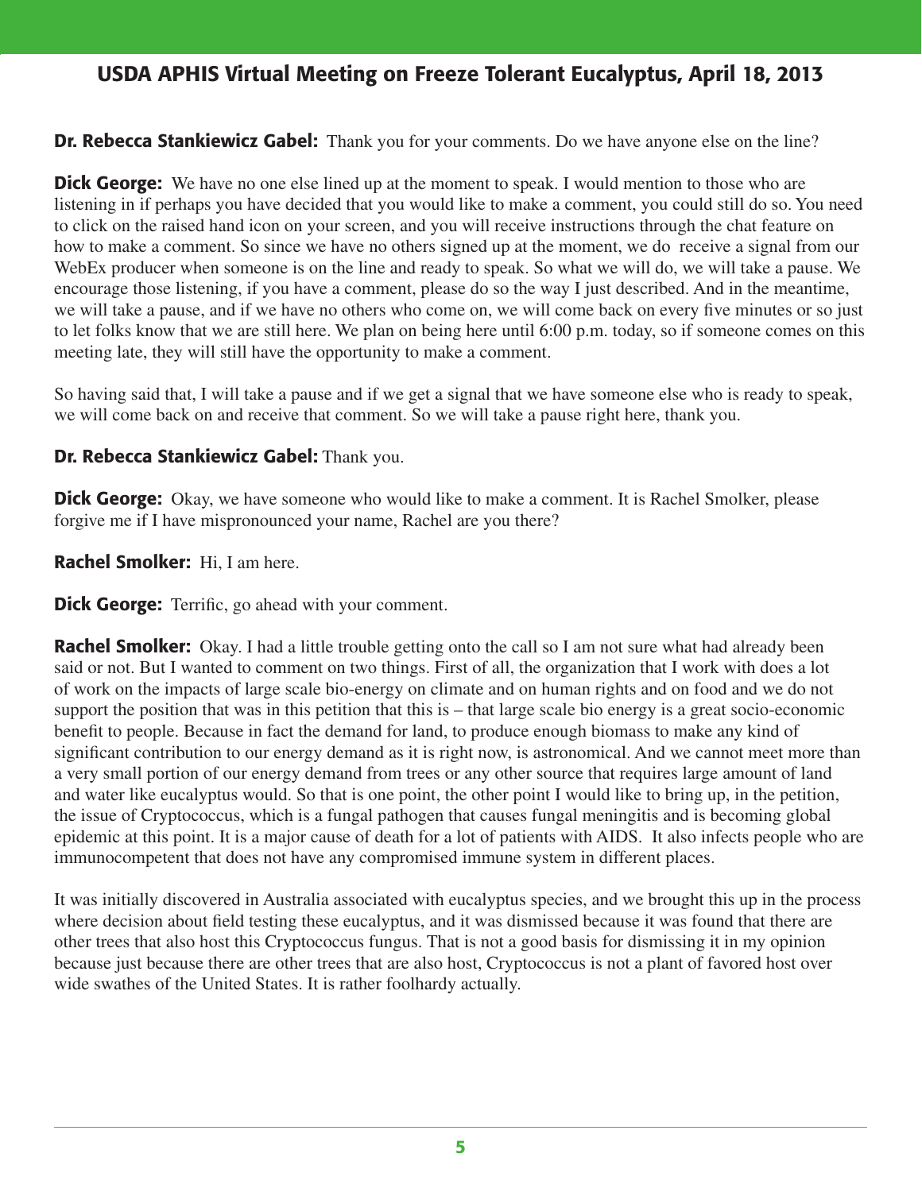**Dr. Rebecca Stankiewicz Gabel:** Thank you for your comments. Do we have anyone else on the line?

**Dick George:** We have no one else lined up at the moment to speak. I would mention to those who are listening in if perhaps you have decided that you would like to make a comment, you could still do so. You need to click on the raised hand icon on your screen, and you will receive instructions through the chat feature on how to make a comment. So since we have no others signed up at the moment, we do receive a signal from our WebEx producer when someone is on the line and ready to speak. So what we will do, we will take a pause. We encourage those listening, if you have a comment, please do so the way I just described. And in the meantime, we will take a pause, and if we have no others who come on, we will come back on every five minutes or so just to let folks know that we are still here. We plan on being here until 6:00 p.m. today, so if someone comes on this meeting late, they will still have the opportunity to make a comment.

So having said that, I will take a pause and if we get a signal that we have someone else who is ready to speak, we will come back on and receive that comment. So we will take a pause right here, thank you.

**Dr. Rebecca Stankiewicz Gabel:** Thank you.

**Dick George:** Okay, we have someone who would like to make a comment. It is Rachel Smolker, please forgive me if I have mispronounced your name, Rachel are you there?

**Rachel Smolker:** Hi, I am here.

**Dick George:** Terrific, go ahead with your comment.

**Rachel Smolker:** Okay. I had a little trouble getting onto the call so I am not sure what had already been said or not. But I wanted to comment on two things. First of all, the organization that I work with does a lot of work on the impacts of large scale bio-energy on climate and on human rights and on food and we do not support the position that was in this petition that this is – that large scale bio energy is a great socio-economic benefit to people. Because in fact the demand for land, to produce enough biomass to make any kind of significant contribution to our energy demand as it is right now, is astronomical. And we cannot meet more than a very small portion of our energy demand from trees or any other source that requires large amount of land and water like eucalyptus would. So that is one point, the other point I would like to bring up, in the petition, the issue of Cryptococcus, which is a fungal pathogen that causes fungal meningitis and is becoming global epidemic at this point. It is a major cause of death for a lot of patients with AIDS. It also infects people who are immunocompetent that does not have any compromised immune system in different places.

It was initially discovered in Australia associated with eucalyptus species, and we brought this up in the process where decision about field testing these eucalyptus, and it was dismissed because it was found that there are other trees that also host this Cryptococcus fungus. That is not a good basis for dismissing it in my opinion because just because there are other trees that are also host, Cryptococcus is not a plant of favored host over wide swathes of the United States. It is rather foolhardy actually.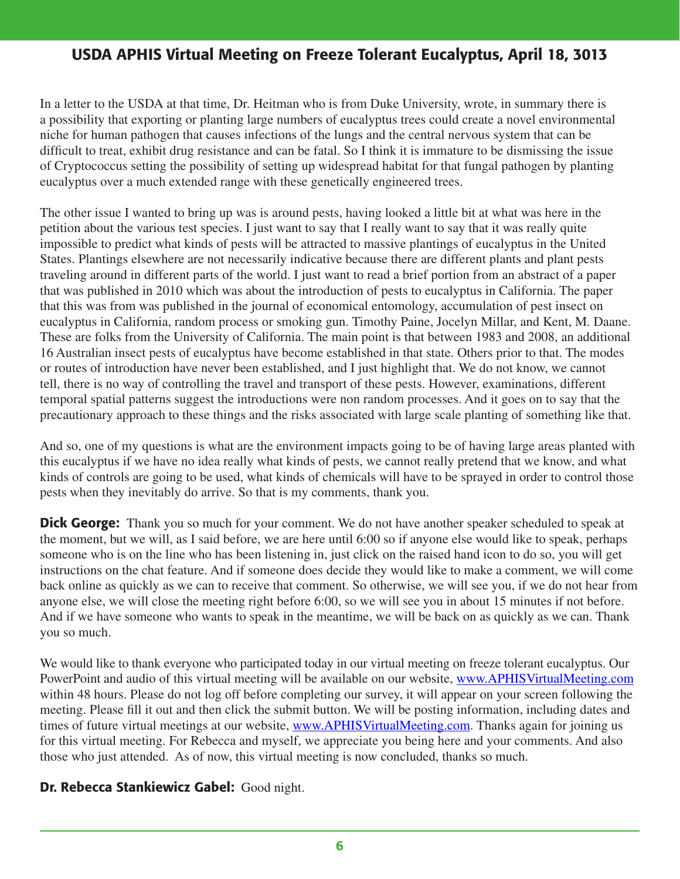In a letter to the USDA at that time, Dr. Heitman who is from Duke University, wrote, in summary there is a possibility that exporting or planting large numbers of eucalyptus trees could create a novel environmental niche for human pathogen that causes infections of the lungs and the central nervous system that can be difficult to treat, exhibit drug resistance and can be fatal. So I think it is immature to be dismissing the issue of Cryptococcus setting the possibility of setting up widespread habitat for that fungal pathogen by planting eucalyptus over a much extended range with these genetically engineered trees.

The other issue I wanted to bring up was is around pests, having looked a little bit at what was here in the petition about the various test species. I just want to say that I really want to say that it was really quite impossible to predict what kinds of pests will be attracted to massive plantings of eucalyptus in the United States. Plantings elsewhere are not necessarily indicative because there are different plants and plant pests traveling around in different parts of the world. I just want to read a brief portion from an abstract of a paper that was published in 2010 which was about the introduction of pests to eucalyptus in California. The paper that this was from was published in the journal of economical entomology, accumulation of pest insect on eucalyptus in California, random process or smoking gun. Timothy Paine, Jocelyn Millar, and Kent, M. Daane. These are folks from the University of California. The main point is that between 1983 and 2008, an additional 16 Australian insect pests of eucalyptus have become established in that state. Others prior to that. The modes or routes of introduction have never been established, and I just highlight that. We do not know, we cannot tell, there is no way of controlling the travel and transport of these pests. However, examinations, different temporal spatial patterns suggest the introductions were non random processes. And it goes on to say that the precautionary approach to these things and the risks associated with large scale planting of something like that.

And so, one of my questions is what are the environment impacts going to be of having large areas planted with this eucalyptus if we have no idea really what kinds of pests, we cannot really pretend that we know, and what kinds of controls are going to be used, what kinds of chemicals will have to be sprayed in order to control those pests when they inevitably do arrive. So that is my comments, thank you.

**Dick George:** Thank you so much for your comment. We do not have another speaker scheduled to speak at the moment, but we will, as I said before, we are here until 6:00 so if anyone else would like to speak, perhaps someone who is on the line who has been listening in, just click on the raised hand icon to do so, you will get instructions on the chat feature. And if someone does decide they would like to make a comment, we will come back online as quickly as we can to receive that comment. So otherwise, we will see you, if we do not hear from anyone else, we will close the meeting right before 6:00, so we will see you in about 15 minutes if not before. And if we have someone who wants to speak in the meantime, we will be back on as quickly as we can. Thank you so much.

We would like to thank everyone who participated today in our virtual meeting on freeze tolerant eucalyptus. Our PowerPoint and audio of this virtual meeting will be available on our website, www.APHISVirtualMeeting.com within 48 hours. Please do not log off before completing our survey, it will appear on your screen following the meeting. Please fill it out and then click the submit button. We will be posting information, including dates and times of future virtual meetings at our website, www.APHISVirtualMeeting.com. Thanks again for joining us for this virtual meeting. For Rebecca and myself, we appreciate you being here and your comments. And also those who just attended. As of now, this virtual meeting is now concluded, thanks so much.

**Dr. Rebecca Stankiewicz Gabel:** Good night.